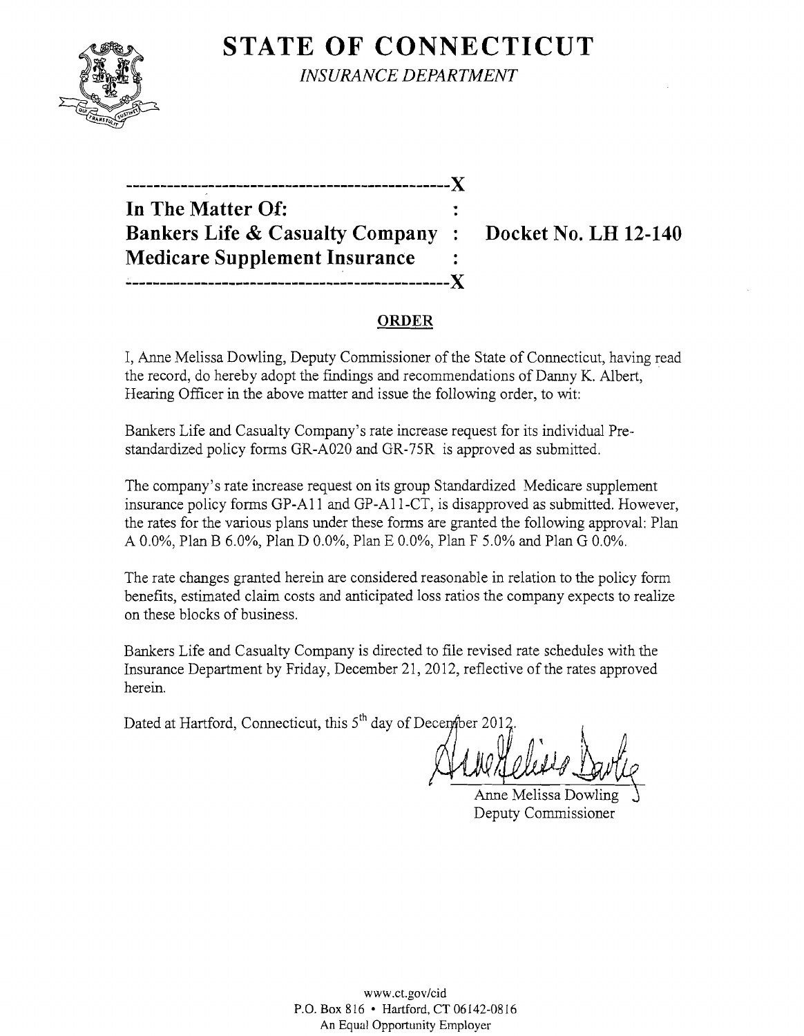# STATE OF CONNECTICUT

*INSURANCE DEPARTMENT*

-----------------------------------------------X

**In The Matter Of:** :
**Bankers Life & Casualty Company** : **Docket No. LH 12-140**
**Medicare Supplement Insurance** :

-----------------------------------------------X

## ORDER

I, Anne Melissa Dowling, Deputy Commissioner of the State of Connecticut, having read the record, do hereby adopt the findings and recommendations of Danny K. Albert, Hearing Officer in the above matter and issue the following order, to wit:

Bankers Life and Casualty Company's rate increase request for its individual Pre-standardized policy forms GR-A020 and GR-75R is approved as submitted.

The company's rate increase request on its group Standardized Medicare supplement insurance policy forms GP-A11 and GP-A11-CT, is disapproved as submitted. However, the rates for the various plans under these forms are granted the following approval: Plan A 0.0%, Plan B 6.0%, Plan D 0.0%, Plan E 0.0%, Plan F 5.0% and Plan G 0.0%.

The rate changes granted herein are considered reasonable in relation to the policy form benefits, estimated claim costs and anticipated loss ratios the company expects to realize on these blocks of business.

Bankers Life and Casualty Company is directed to file revised rate schedules with the Insurance Department by Friday, December 21, 2012, reflective of the rates approved herein.

Dated at Hartford, Connecticut, this 5th day of December 2012.

Anne Melissa Dowling
Deputy Commissioner

www.ct.gov/cid
P.O. Box 816 • Hartford, CT 06142-0816
An Equal Opportunity Employer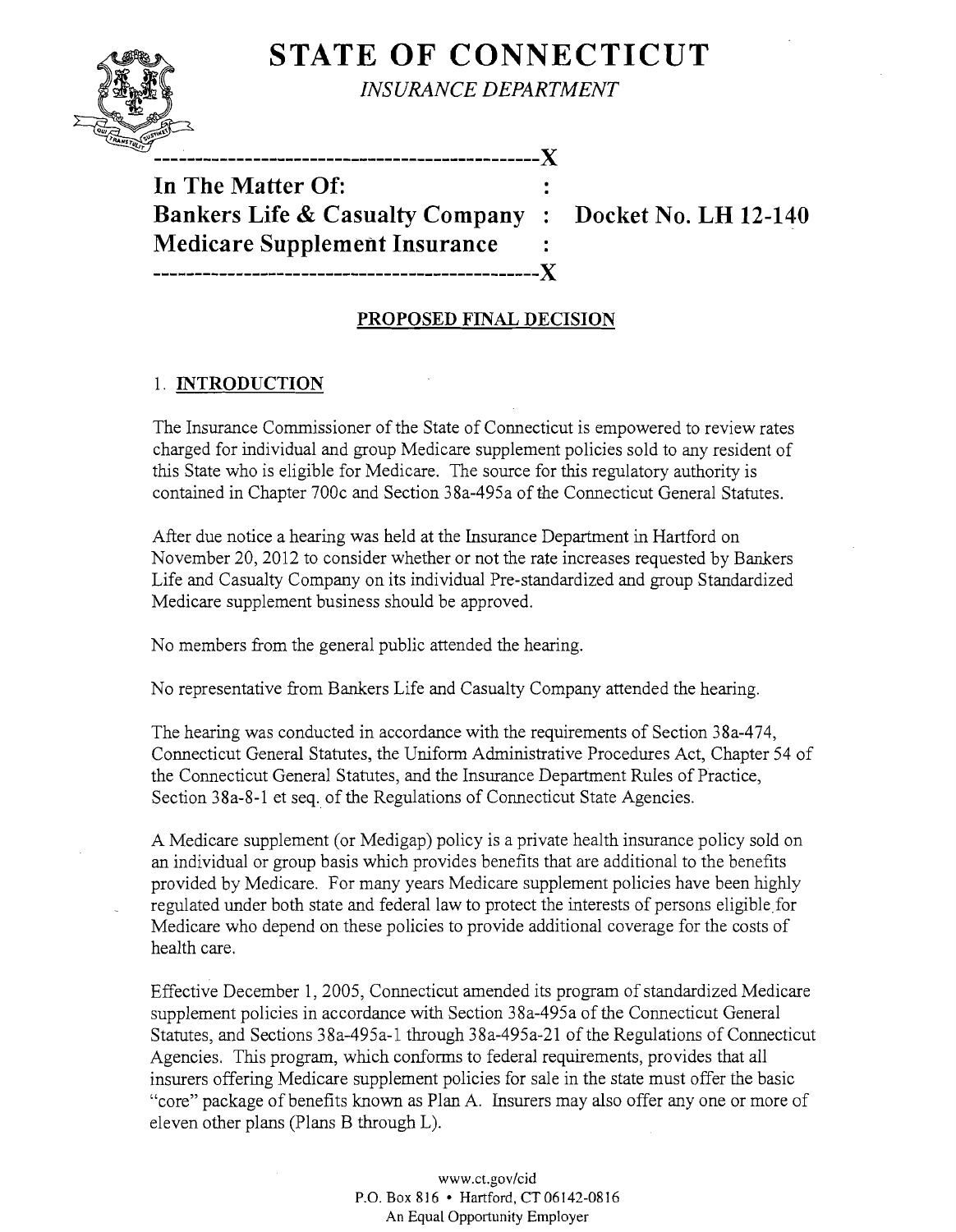# STATE OF CONNECTICUT

*INSURANCE DEPARTMENT*

```
-----------------------------------------------X
In The Matter Of:                              :
Bankers Life & Casualty Company                :    Docket No. LH 12-140
Medicare Supplement Insurance                  :
-----------------------------------------------X
```

## PROPOSED FINAL DECISION

### 1. INTRODUCTION

The Insurance Commissioner of the State of Connecticut is empowered to review rates charged for individual and group Medicare supplement policies sold to any resident of this State who is eligible for Medicare. The source for this regulatory authority is contained in Chapter 700c and Section 38a-495a of the Connecticut General Statutes.

After due notice a hearing was held at the Insurance Department in Hartford on November 20, 2012 to consider whether or not the rate increases requested by Bankers Life and Casualty Company on its individual Pre-standardized and group Standardized Medicare supplement business should be approved.

No members from the general public attended the hearing.

No representative from Bankers Life and Casualty Company attended the hearing.

The hearing was conducted in accordance with the requirements of Section 38a-474, Connecticut General Statutes, the Uniform Administrative Procedures Act, Chapter 54 of the Connecticut General Statutes, and the Insurance Department Rules of Practice, Section 38a-8-1 et seq. of the Regulations of Connecticut State Agencies.

A Medicare supplement (or Medigap) policy is a private health insurance policy sold on an individual or group basis which provides benefits that are additional to the benefits provided by Medicare. For many years Medicare supplement policies have been highly regulated under both state and federal law to protect the interests of persons eligible for Medicare who depend on these policies to provide additional coverage for the costs of health care.

Effective December 1, 2005, Connecticut amended its program of standardized Medicare supplement policies in accordance with Section 38a-495a of the Connecticut General Statutes, and Sections 38a-495a-1 through 38a-495a-21 of the Regulations of Connecticut Agencies. This program, which conforms to federal requirements, provides that all insurers offering Medicare supplement policies for sale in the state must offer the basic "core" package of benefits known as Plan A. Insurers may also offer any one or more of eleven other plans (Plans B through L).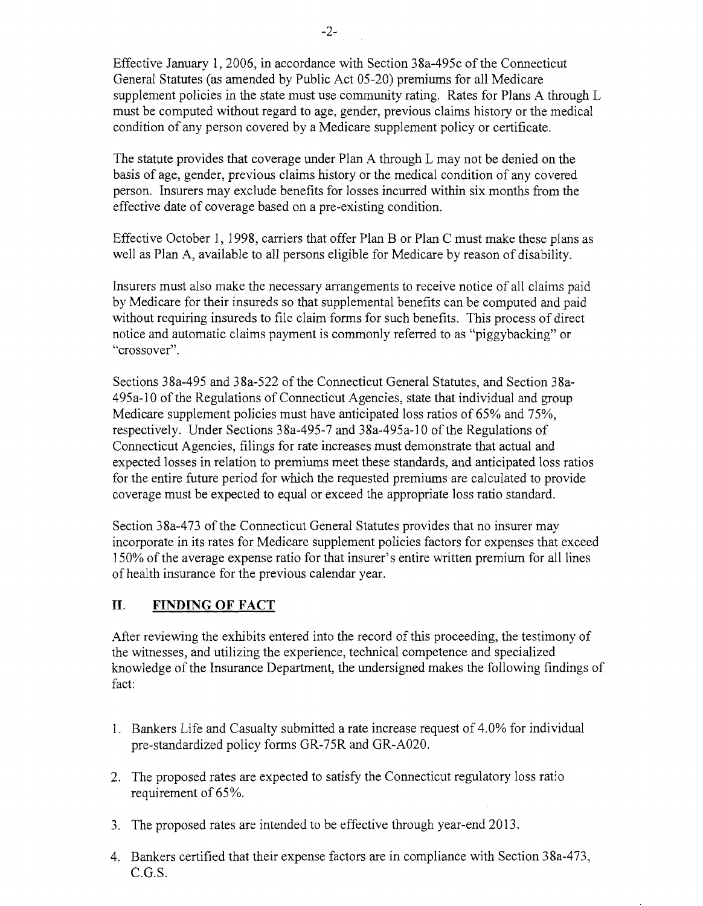Effective January 1, 2006, in accordance with Section 38a-495c of the Connecticut General Statutes (as amended by Public Act 05-20) premiums for all Medicare supplement policies in the state must use community rating. Rates for Plans A through L must be computed without regard to age, gender, previous claims history or the medical condition of any person covered by a Medicare supplement policy or certificate.

The statute provides that coverage under Plan A through L may not be denied on the basis of age, gender, previous claims history or the medical condition of any covered person. Insurers may exclude benefits for losses incurred within six months from the effective date of coverage based on a pre-existing condition.

Effective October 1, 1998, carriers that offer Plan B or Plan C must make these plans as well as Plan A, available to all persons eligible for Medicare by reason of disability.

Insurers must also make the necessary arrangements to receive notice of all claims paid by Medicare for their insureds so that supplemental benefits can be computed and paid without requiring insureds to file claim forms for such benefits. This process of direct notice and automatic claims payment is commonly referred to as "piggybacking" or "crossover".

Sections 38a-495 and 38a-522 of the Connecticut General Statutes, and Section 38a-495a-10 of the Regulations of Connecticut Agencies, state that individual and group Medicare supplement policies must have anticipated loss ratios of 65% and 75%, respectively. Under Sections 38a-495-7 and 38a-495a-10 of the Regulations of Connecticut Agencies, filings for rate increases must demonstrate that actual and expected losses in relation to premiums meet these standards, and anticipated loss ratios for the entire future period for which the requested premiums are calculated to provide coverage must be expected to equal or exceed the appropriate loss ratio standard.

Section 38a-473 of the Connecticut General Statutes provides that no insurer may incorporate in its rates for Medicare supplement policies factors for expenses that exceed 150% of the average expense ratio for that insurer's entire written premium for all lines of health insurance for the previous calendar year.

## II. FINDING OF FACT

After reviewing the exhibits entered into the record of this proceeding, the testimony of the witnesses, and utilizing the experience, technical competence and specialized knowledge of the Insurance Department, the undersigned makes the following findings of fact:

1. Bankers Life and Casualty submitted a rate increase request of 4.0% for individual pre-standardized policy forms GR-75R and GR-A020.
2. The proposed rates are expected to satisfy the Connecticut regulatory loss ratio requirement of 65%.
3. The proposed rates are intended to be effective through year-end 2013.
4. Bankers certified that their expense factors are in compliance with Section 38a-473, C.G.S.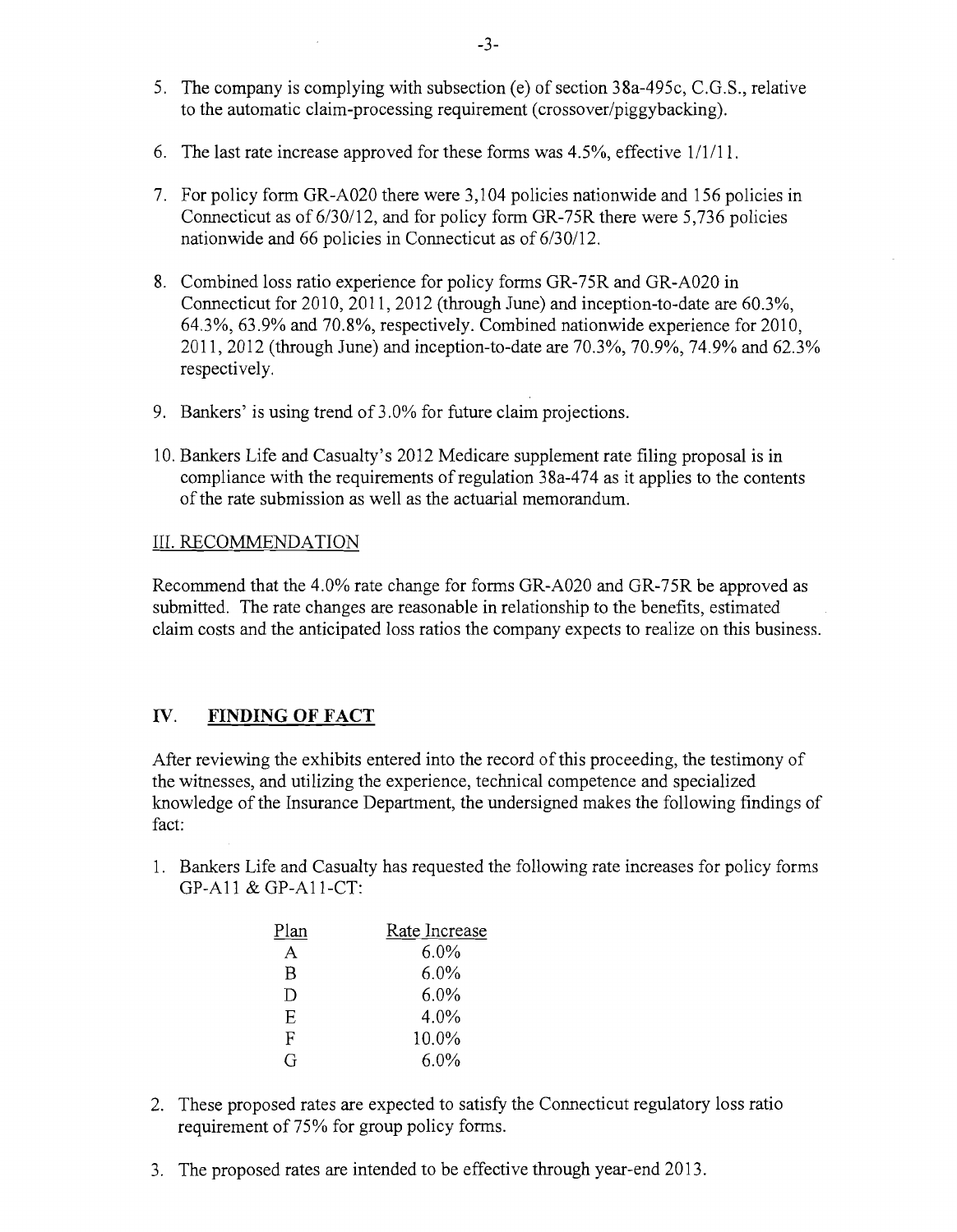5. The company is complying with subsection (e) of section 38a-495c, C.G.S., relative to the automatic claim-processing requirement (crossover/piggybacking).

6. The last rate increase approved for these forms was 4.5%, effective 1/1/11.

7. For policy form GR-A020 there were 3,104 policies nationwide and 156 policies in Connecticut as of 6/30/12, and for policy form GR-75R there were 5,736 policies nationwide and 66 policies in Connecticut as of 6/30/12.

8. Combined loss ratio experience for policy forms GR-75R and GR-A020 in Connecticut for 2010, 2011, 2012 (through June) and inception-to-date are 60.3%, 64.3%, 63.9% and 70.8%, respectively. Combined nationwide experience for 2010, 2011, 2012 (through June) and inception-to-date are 70.3%, 70.9%, 74.9% and 62.3% respectively.

9. Bankers' is using trend of 3.0% for future claim projections.

10. Bankers Life and Casualty's 2012 Medicare supplement rate filing proposal is in compliance with the requirements of regulation 38a-474 as it applies to the contents of the rate submission as well as the actuarial memorandum.

## III. RECOMMENDATION

Recommend that the 4.0% rate change for forms GR-A020 and GR-75R be approved as submitted. The rate changes are reasonable in relationship to the benefits, estimated claim costs and the anticipated loss ratios the company expects to realize on this business.

## IV. FINDING OF FACT

After reviewing the exhibits entered into the record of this proceeding, the testimony of the witnesses, and utilizing the experience, technical competence and specialized knowledge of the Insurance Department, the undersigned makes the following findings of fact:

1. Bankers Life and Casualty has requested the following rate increases for policy forms GP-A11 & GP-A11-CT:

| Plan | Rate Increase |
|---|---|
| A | 6.0% |
| B | 6.0% |
| D | 6.0% |
| E | 4.0% |
| F | 10.0% |
| G | 6.0% |

2. These proposed rates are expected to satisfy the Connecticut regulatory loss ratio requirement of 75% for group policy forms.

3. The proposed rates are intended to be effective through year-end 2013.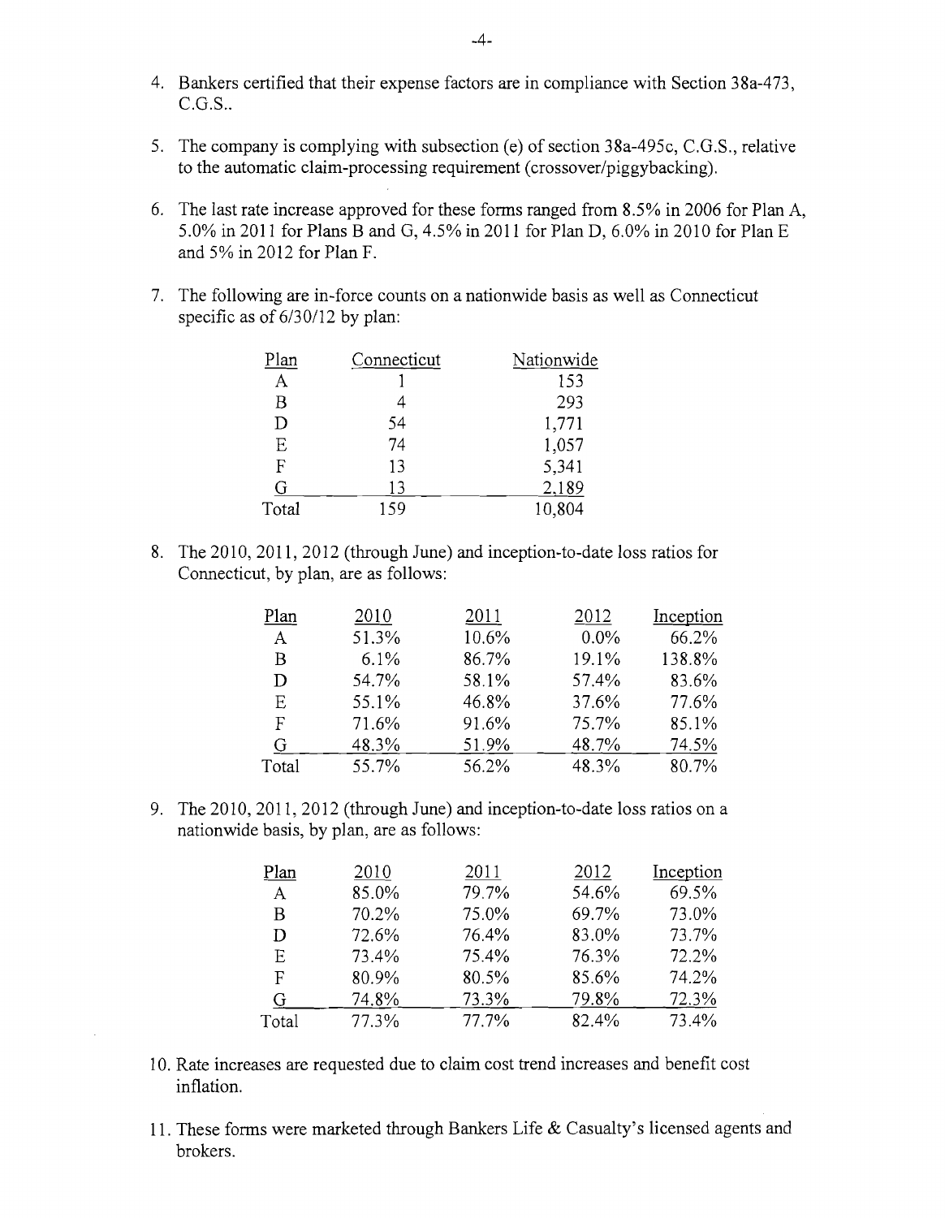4. Bankers certified that their expense factors are in compliance with Section 38a-473, C.G.S..

5. The company is complying with subsection (e) of section 38a-495c, C.G.S., relative to the automatic claim-processing requirement (crossover/piggybacking).

6. The last rate increase approved for these forms ranged from 8.5% in 2006 for Plan A, 5.0% in 2011 for Plans B and G, 4.5% in 2011 for Plan D, 6.0% in 2010 for Plan E and 5% in 2012 for Plan F.

7. The following are in-force counts on a nationwide basis as well as Connecticut specific as of 6/30/12 by plan:

| Plan | Connecticut | Nationwide |
|---|---|---|
| A | 1 | 153 |
| B | 4 | 293 |
| D | 54 | 1,771 |
| E | 74 | 1,057 |
| F | 13 | 5,341 |
| G | 13 | 2,189 |
| Total | 159 | 10,804 |

8. The 2010, 2011, 2012 (through June) and inception-to-date loss ratios for Connecticut, by plan, are as follows:

| Plan | 2010 | 2011 | 2012 | Inception |
|---|---|---|---|---|
| A | 51.3% | 10.6% | 0.0% | 66.2% |
| B | 6.1% | 86.7% | 19.1% | 138.8% |
| D | 54.7% | 58.1% | 57.4% | 83.6% |
| E | 55.1% | 46.8% | 37.6% | 77.6% |
| F | 71.6% | 91.6% | 75.7% | 85.1% |
| G | 48.3% | 51.9% | 48.7% | 74.5% |
| Total | 55.7% | 56.2% | 48.3% | 80.7% |

9. The 2010, 2011, 2012 (through June) and inception-to-date loss ratios on a nationwide basis, by plan, are as follows:

| Plan | 2010 | 2011 | 2012 | Inception |
|---|---|---|---|---|
| A | 85.0% | 79.7% | 54.6% | 69.5% |
| B | 70.2% | 75.0% | 69.7% | 73.0% |
| D | 72.6% | 76.4% | 83.0% | 73.7% |
| E | 73.4% | 75.4% | 76.3% | 72.2% |
| F | 80.9% | 80.5% | 85.6% | 74.2% |
| G | 74.8% | 73.3% | 79.8% | 72.3% |
| Total | 77.3% | 77.7% | 82.4% | 73.4% |

10. Rate increases are requested due to claim cost trend increases and benefit cost inflation.

11. These forms were marketed through Bankers Life & Casualty's licensed agents and brokers.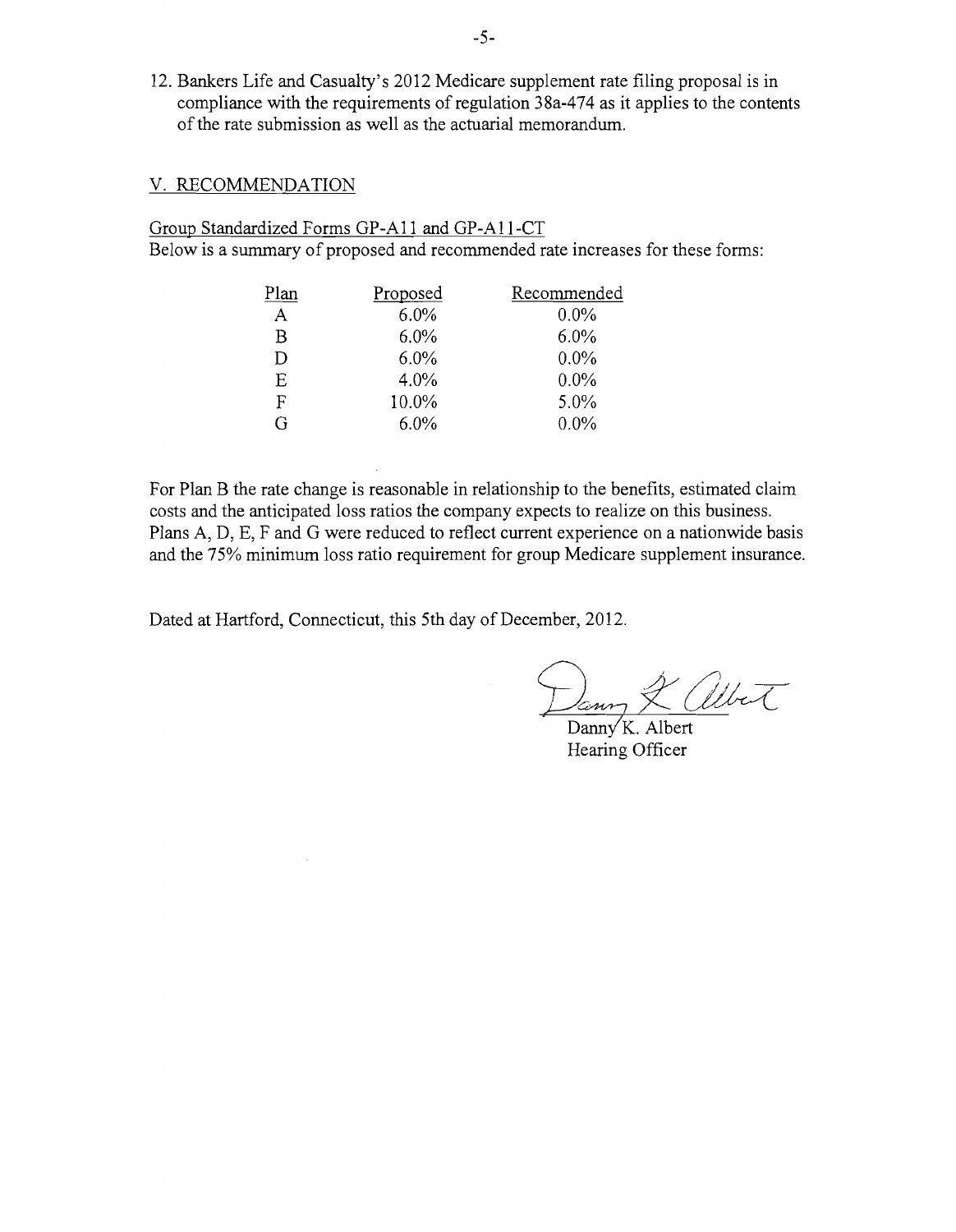12. Bankers Life and Casualty's 2012 Medicare supplement rate filing proposal is in compliance with the requirements of regulation 38a-474 as it applies to the contents of the rate submission as well as the actuarial memorandum.

## V. RECOMMENDATION

Group Standardized Forms GP-A11 and GP-A11-CT

Below is a summary of proposed and recommended rate increases for these forms:

| Plan | Proposed | Recommended |
|---|---|---|
| A | 6.0% | 0.0% |
| B | 6.0% | 6.0% |
| D | 6.0% | 0.0% |
| E | 4.0% | 0.0% |
| F | 10.0% | 5.0% |
| G | 6.0% | 0.0% |

For Plan B the rate change is reasonable in relationship to the benefits, estimated claim costs and the anticipated loss ratios the company expects to realize on this business. Plans A, D, E, F and G were reduced to reflect current experience on a nationwide basis and the 75% minimum loss ratio requirement for group Medicare supplement insurance.

Dated at Hartford, Connecticut, this 5th day of December, 2012.

Danny K. Albert
Hearing Officer